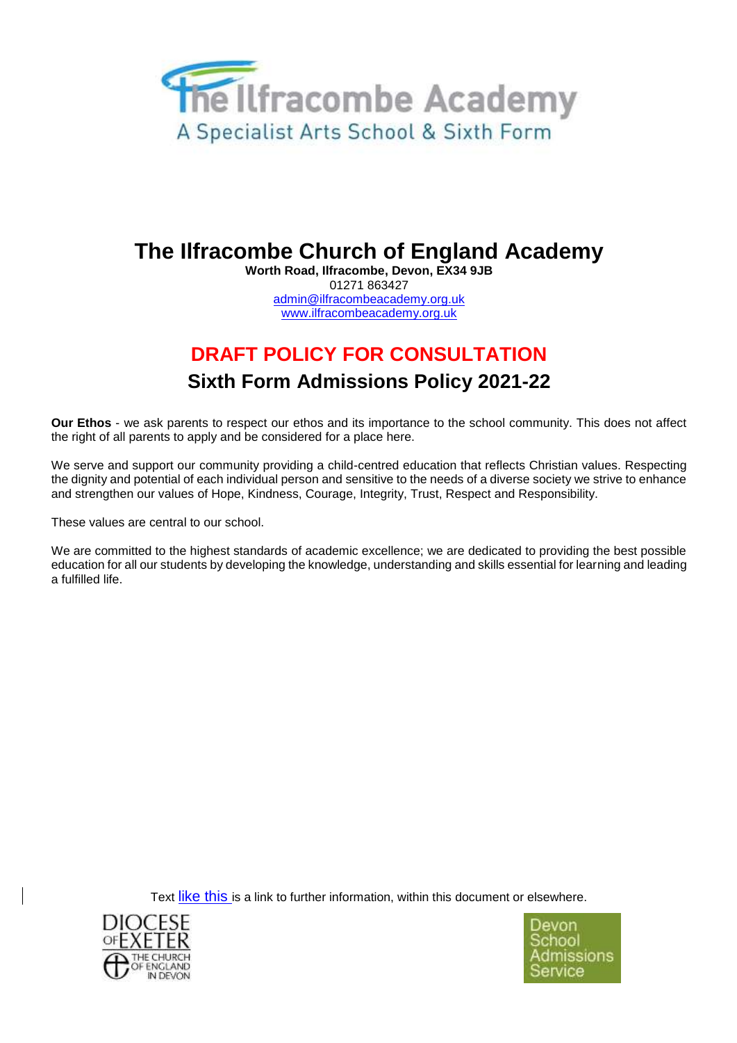# The Ilfracombe Church of England Academy

**Worth Road, Ilfracombe, Devon, EX34 9JB**

01271 863427

admin@ilfracombeacademy.org.uk

www.ilfracombeacademy.org.uk

## DRAFT POLICY FOR CONSULTATION

## Sixth Form Admissions Policy 2021-22

**Our Ethos** - we ask parents to respect our ethos and its importance to the school community. This does not affect the right of all parents to apply and be considered for a place here.

We serve and support our community providing a child-centred education that reflects Christian values. Respecting the dignity and potential of each individual person and sensitive to the needs of a diverse society we strive to enhance and strengthen our values of Hope, Kindness, Courage, Integrity, Trust, Respect and Responsibility.

These values are central to our school.

We are committed to the highest standards of academic excellence; we are dedicated to providing the best possible education for all our students by developing the knowledge, understanding and skills essential for learning and leading a fulfilled life.

Text like this is a link to further information, within this document or elsewhere.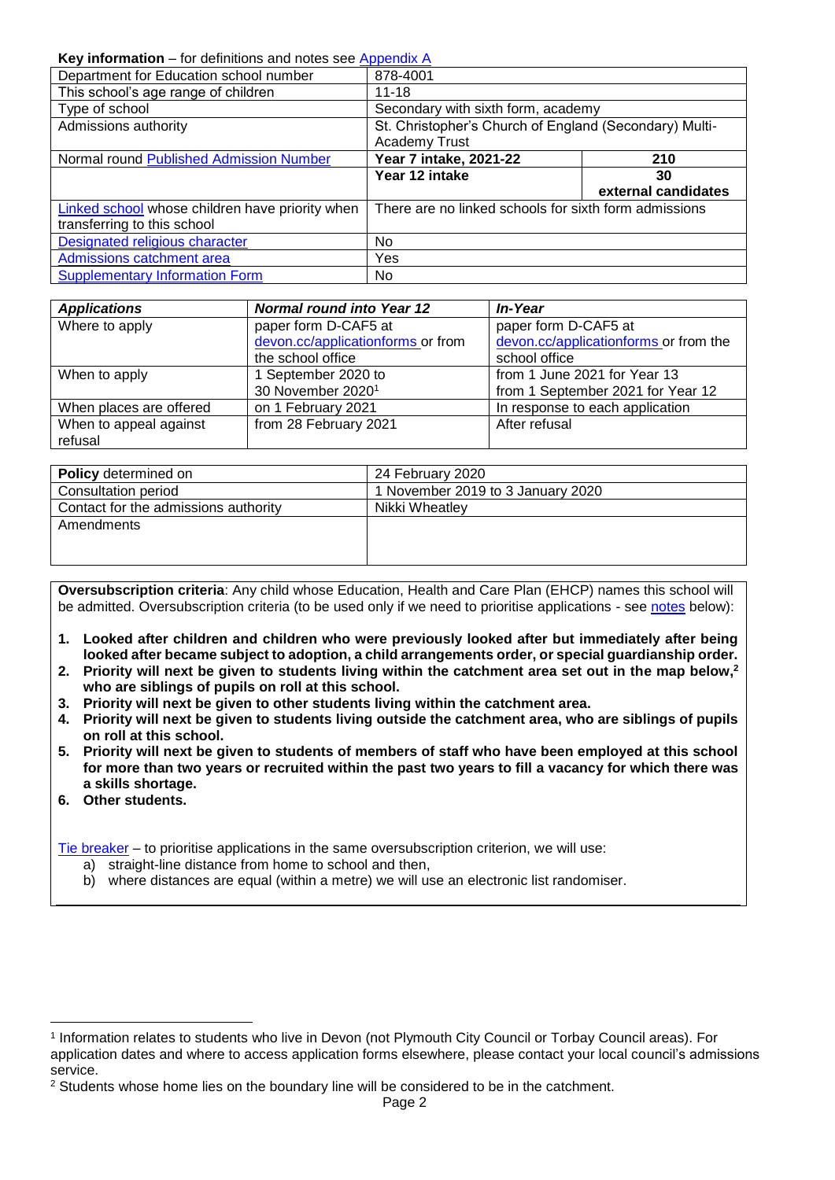**Key information** – for definitions and notes see Appendix A

| | | |
|---|---|---|
| Department for Education school number | 878-4001 | |
| This school's age range of children | 11-18 | |
| Type of school | Secondary with sixth form, academy | |
| Admissions authority | St. Christopher's Church of England (Secondary) Multi-Academy Trust | |
| Normal round Published Admission Number | **Year 7 intake, 2021-22** | **210** |
| | **Year 12 intake** | **30 external candidates** |
| Linked school whose children have priority when transferring to this school | There are no linked schools for sixth form admissions | |
| Designated religious character | No | |
| Admissions catchment area | Yes | |
| Supplementary Information Form | No | |

| ***Applications*** | ***Normal round into Year 12*** | ***In-Year*** |
|---|---|---|
| Where to apply | paper form D-CAF5 at devon.cc/applicationforms or from the school office | paper form D-CAF5 at devon.cc/applicationforms or from the school office |
| When to apply | 1 September 2020 to 30 November 2020[1] | from 1 June 2021 for Year 13 from 1 September 2021 for Year 12 |
| When places are offered | on 1 February 2021 | In response to each application |
| When to appeal against refusal | from 28 February 2021 | After refusal |

| | |
|---|---|
| **Policy** determined on | 24 February 2020 |
| Consultation period | 1 November 2019 to 3 January 2020 |
| Contact for the admissions authority | Nikki Wheatley |
| Amendments | |

**Oversubscription criteria**: Any child whose Education, Health and Care Plan (EHCP) names this school will be admitted. Oversubscription criteria (to be used only if we need to prioritise applications - see notes below):

1. **Looked after children and children who were previously looked after but immediately after being looked after became subject to adoption, a child arrangements order, or special guardianship order.**
2. **Priority will next be given to students living within the catchment area set out in the map below,[2] who are siblings of pupils on roll at this school.**
3. **Priority will next be given to other students living within the catchment area.**
4. **Priority will next be given to students living outside the catchment area, who are siblings of pupils on roll at this school.**
5. **Priority will next be given to students of members of staff who have been employed at this school for more than two years or recruited within the past two years to fill a vacancy for which there was a skills shortage.**
6. **Other students.**

Tie breaker – to prioritise applications in the same oversubscription criterion, we will use:

a) straight-line distance from home to school and then,
b) where distances are equal (within a metre) we will use an electronic list randomiser.

---

[1] Information relates to students who live in Devon (not Plymouth City Council or Torbay Council areas). For application dates and where to access application forms elsewhere, please contact your local council's admissions service.

[2] Students whose home lies on the boundary line will be considered to be in the catchment.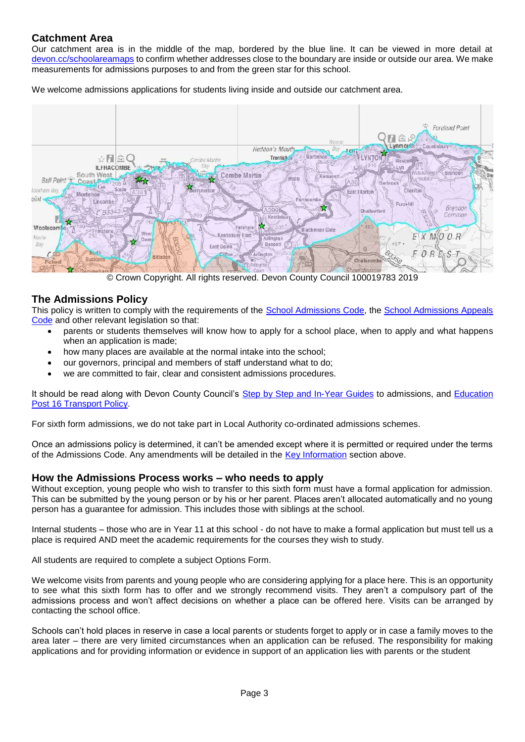## Catchment Area

Our catchment area is in the middle of the map, bordered by the blue line. It can be viewed in more detail at [devon.cc/schoolareamaps](devon.cc/schoolareamaps) to confirm whether addresses close to the boundary are inside or outside our area. We make measurements for admissions purposes to and from the green star for this school.

We welcome admissions applications for students living inside and outside our catchment area.

© Crown Copyright. All rights reserved. Devon County Council 100019783 2019

## The Admissions Policy

This policy is written to comply with the requirements of the School Admissions Code, the School Admissions Appeals Code and other relevant legislation so that:

- parents or students themselves will know how to apply for a school place, when to apply and what happens when an application is made;
- how many places are available at the normal intake into the school;
- our governors, principal and members of staff understand what to do;
- we are committed to fair, clear and consistent admissions procedures.

It should be read along with Devon County Council's Step by Step and In-Year Guides to admissions, and Education Post 16 Transport Policy.

For sixth form admissions, we do not take part in Local Authority co-ordinated admissions schemes.

Once an admissions policy is determined, it can't be amended except where it is permitted or required under the terms of the Admissions Code. Any amendments will be detailed in the Key Information section above.

## How the Admissions Process works – who needs to apply

Without exception, young people who wish to transfer to this sixth form must have a formal application for admission. This can be submitted by the young person or by his or her parent. Places aren't allocated automatically and no young person has a guarantee for admission. This includes those with siblings at the school.

Internal students – those who are in Year 11 at this school - do not have to make a formal application but must tell us a place is required AND meet the academic requirements for the courses they wish to study.

All students are required to complete a subject Options Form.

We welcome visits from parents and young people who are considering applying for a place here. This is an opportunity to see what this sixth form has to offer and we strongly recommend visits. They aren't a compulsory part of the admissions process and won't affect decisions on whether a place can be offered here. Visits can be arranged by contacting the school office.

Schools can't hold places in reserve in case a local parents or students forget to apply or in case a family moves to the area later – there are very limited circumstances when an application can be refused. The responsibility for making applications and for providing information or evidence in support of an application lies with parents or the student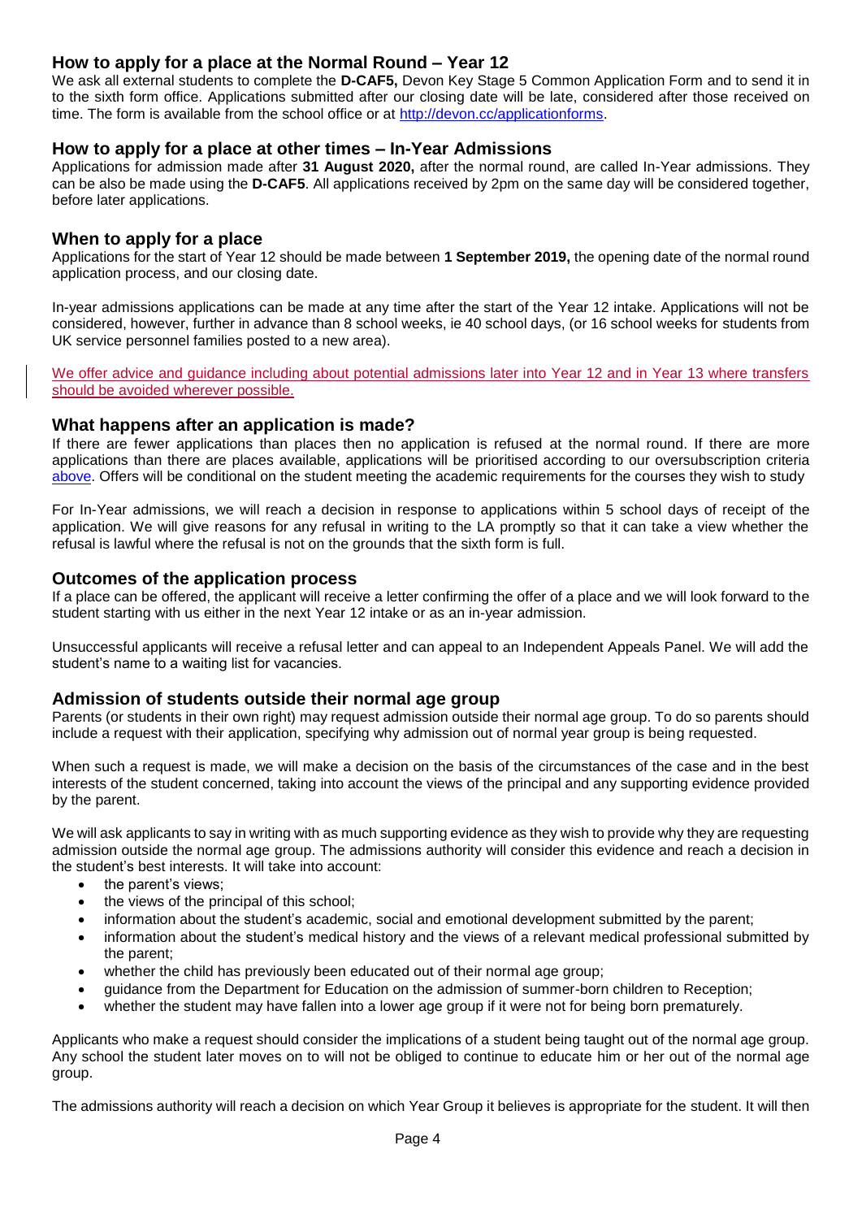## How to apply for a place at the Normal Round – Year 12

We ask all external students to complete the **D-CAF5,** Devon Key Stage 5 Common Application Form and to send it in to the sixth form office. Applications submitted after our closing date will be late, considered after those received on time. The form is available from the school office or at [http://devon.cc/applicationforms](http://devon.cc/applicationforms).

## How to apply for a place at other times – In-Year Admissions

Applications for admission made after **31 August 2020,** after the normal round, are called In-Year admissions. They can be also be made using the **D-CAF5**. All applications received by 2pm on the same day will be considered together, before later applications.

## When to apply for a place

Applications for the start of Year 12 should be made between **1 September 2019,** the opening date of the normal round application process, and our closing date.

In-year admissions applications can be made at any time after the start of the Year 12 intake. Applications will not be considered, however, further in advance than 8 school weeks, ie 40 school days, (or 16 school weeks for students from UK service personnel families posted to a new area).

We offer advice and guidance including about potential admissions later into Year 12 and in Year 13 where transfers should be avoided wherever possible.

## What happens after an application is made?

If there are fewer applications than places then no application is refused at the normal round. If there are more applications than there are places available, applications will be prioritised according to our oversubscription criteria above. Offers will be conditional on the student meeting the academic requirements for the courses they wish to study

For In-Year admissions, we will reach a decision in response to applications within 5 school days of receipt of the application. We will give reasons for any refusal in writing to the LA promptly so that it can take a view whether the refusal is lawful where the refusal is not on the grounds that the sixth form is full.

## Outcomes of the application process

If a place can be offered, the applicant will receive a letter confirming the offer of a place and we will look forward to the student starting with us either in the next Year 12 intake or as an in-year admission.

Unsuccessful applicants will receive a refusal letter and can appeal to an Independent Appeals Panel. We will add the student's name to a waiting list for vacancies.

## Admission of students outside their normal age group

Parents (or students in their own right) may request admission outside their normal age group. To do so parents should include a request with their application, specifying why admission out of normal year group is being requested.

When such a request is made, we will make a decision on the basis of the circumstances of the case and in the best interests of the student concerned, taking into account the views of the principal and any supporting evidence provided by the parent.

We will ask applicants to say in writing with as much supporting evidence as they wish to provide why they are requesting admission outside the normal age group. The admissions authority will consider this evidence and reach a decision in the student's best interests. It will take into account:

- the parent's views;
- the views of the principal of this school;
- information about the student's academic, social and emotional development submitted by the parent;
- information about the student's medical history and the views of a relevant medical professional submitted by the parent;
- whether the child has previously been educated out of their normal age group;
- guidance from the Department for Education on the admission of summer-born children to Reception;
- whether the student may have fallen into a lower age group if it were not for being born prematurely.

Applicants who make a request should consider the implications of a student being taught out of the normal age group. Any school the student later moves on to will not be obliged to continue to educate him or her out of the normal age group.

The admissions authority will reach a decision on which Year Group it believes is appropriate for the student. It will then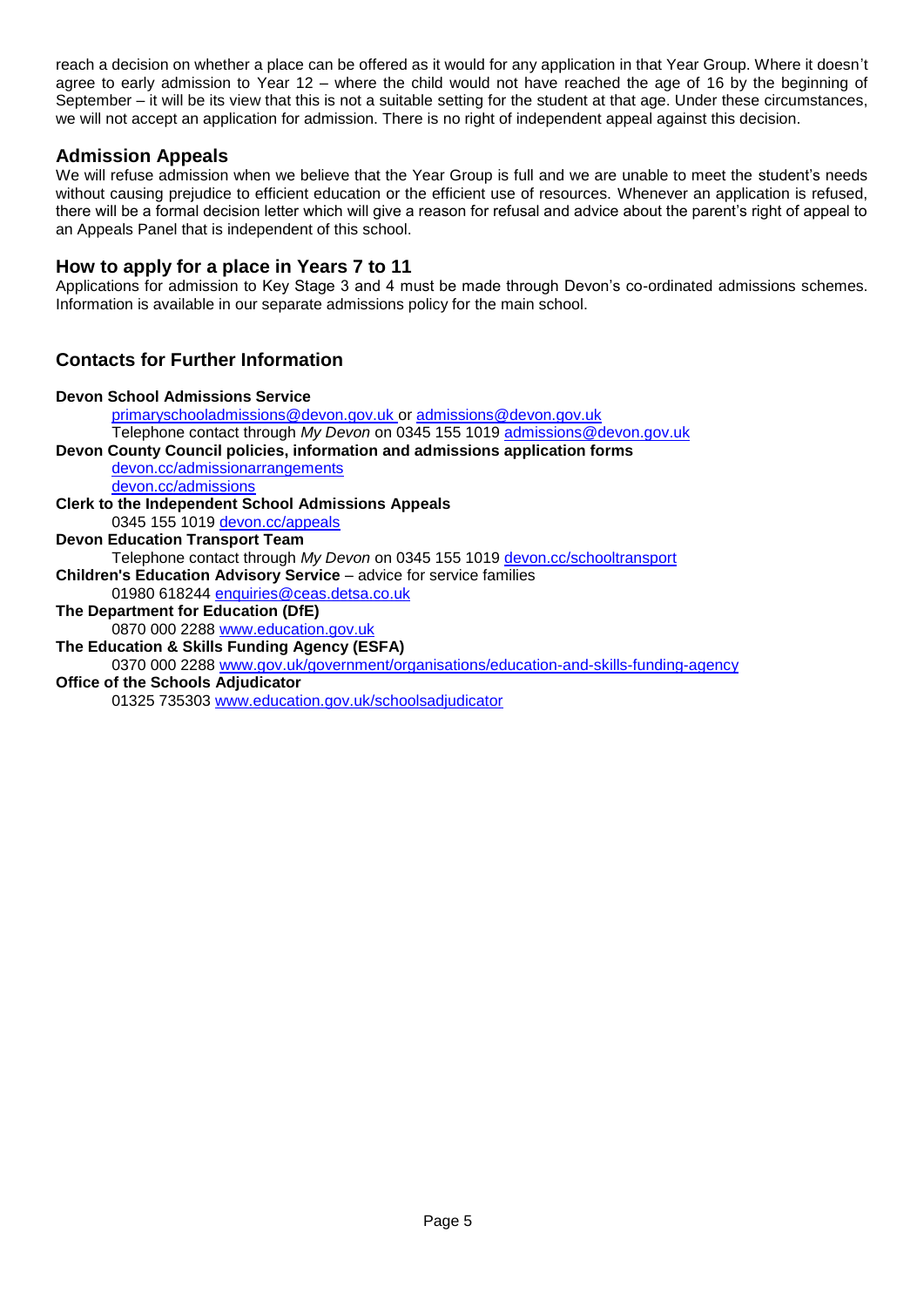reach a decision on whether a place can be offered as it would for any application in that Year Group. Where it doesn't agree to early admission to Year 12 – where the child would not have reached the age of 16 by the beginning of September – it will be its view that this is not a suitable setting for the student at that age. Under these circumstances, we will not accept an application for admission. There is no right of independent appeal against this decision.

## Admission Appeals

We will refuse admission when we believe that the Year Group is full and we are unable to meet the student's needs without causing prejudice to efficient education or the efficient use of resources. Whenever an application is refused, there will be a formal decision letter which will give a reason for refusal and advice about the parent's right of appeal to an Appeals Panel that is independent of this school.

## How to apply for a place in Years 7 to 11

Applications for admission to Key Stage 3 and 4 must be made through Devon's co-ordinated admissions schemes. Information is available in our separate admissions policy for the main school.

## Contacts for Further Information

**Devon School Admissions Service**
primaryschooladmissions@devon.gov.uk or admissions@devon.gov.uk
Telephone contact through *My Devon* on 0345 155 1019 admissions@devon.gov.uk

**Devon County Council policies, information and admissions application forms**
devon.cc/admissionarrangements
devon.cc/admissions

**Clerk to the Independent School Admissions Appeals**
0345 155 1019 devon.cc/appeals

**Devon Education Transport Team**
Telephone contact through *My Devon* on 0345 155 1019 devon.cc/schooltransport

**Children's Education Advisory Service** – advice for service families
01980 618244 enquiries@ceas.detsa.co.uk

**The Department for Education (DfE)**
0870 000 2288 www.education.gov.uk

**The Education & Skills Funding Agency (ESFA)**
0370 000 2288 www.gov.uk/government/organisations/education-and-skills-funding-agency

**Office of the Schools Adjudicator**
01325 735303 www.education.gov.uk/schoolsadjudicator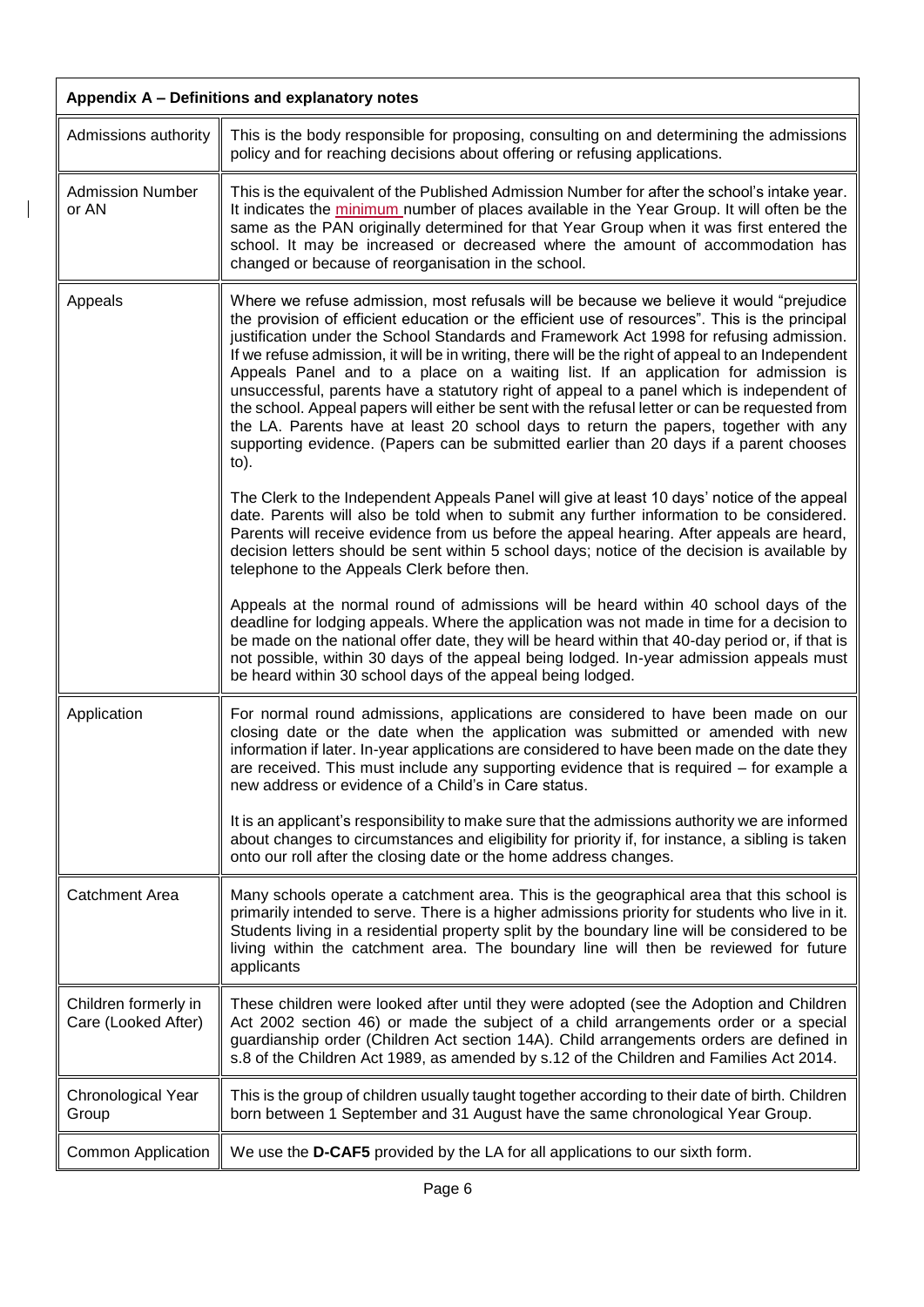| Appendix A – Definitions and explanatory notes | |
|---|---|
| Admissions authority | This is the body responsible for proposing, consulting on and determining the admissions policy and for reaching decisions about offering or refusing applications. |
| Admission Number or AN | This is the equivalent of the Published Admission Number for after the school's intake year. It indicates the minimum number of places available in the Year Group. It will often be the same as the PAN originally determined for that Year Group when it was first entered the school. It may be increased or decreased where the amount of accommodation has changed or because of reorganisation in the school. |
| Appeals | Where we refuse admission, most refusals will be because we believe it would "prejudice the provision of efficient education or the efficient use of resources". This is the principal justification under the School Standards and Framework Act 1998 for refusing admission. If we refuse admission, it will be in writing, there will be the right of appeal to an Independent Appeals Panel and to a place on a waiting list. If an application for admission is unsuccessful, parents have a statutory right of appeal to a panel which is independent of the school. Appeal papers will either be sent with the refusal letter or can be requested from the LA. Parents have at least 20 school days to return the papers, together with any supporting evidence. (Papers can be submitted earlier than 20 days if a parent chooses to).<br><br>The Clerk to the Independent Appeals Panel will give at least 10 days' notice of the appeal date. Parents will also be told when to submit any further information to be considered. Parents will receive evidence from us before the appeal hearing. After appeals are heard, decision letters should be sent within 5 school days; notice of the decision is available by telephone to the Appeals Clerk before then.<br><br>Appeals at the normal round of admissions will be heard within 40 school days of the deadline for lodging appeals. Where the application was not made in time for a decision to be made on the national offer date, they will be heard within that 40-day period or, if that is not possible, within 30 days of the appeal being lodged. In-year admission appeals must be heard within 30 school days of the appeal being lodged. |
| Application | For normal round admissions, applications are considered to have been made on our closing date or the date when the application was submitted or amended with new information if later. In-year applications are considered to have been made on the date they are received. This must include any supporting evidence that is required – for example a new address or evidence of a Child's in Care status.<br><br>It is an applicant's responsibility to make sure that the admissions authority we are informed about changes to circumstances and eligibility for priority if, for instance, a sibling is taken onto our roll after the closing date or the home address changes. |
| Catchment Area | Many schools operate a catchment area. This is the geographical area that this school is primarily intended to serve. There is a higher admissions priority for students who live in it. Students living in a residential property split by the boundary line will be considered to be living within the catchment area. The boundary line will then be reviewed for future applicants |
| Children formerly in Care (Looked After) | These children were looked after until they were adopted (see the Adoption and Children Act 2002 section 46) or made the subject of a child arrangements order or a special guardianship order (Children Act section 14A). Child arrangements orders are defined in s.8 of the Children Act 1989, as amended by s.12 of the Children and Families Act 2014. |
| Chronological Year Group | This is the group of children usually taught together according to their date of birth. Children born between 1 September and 31 August have the same chronological Year Group. |
| Common Application | We use the **D-CAF5** provided by the LA for all applications to our sixth form. |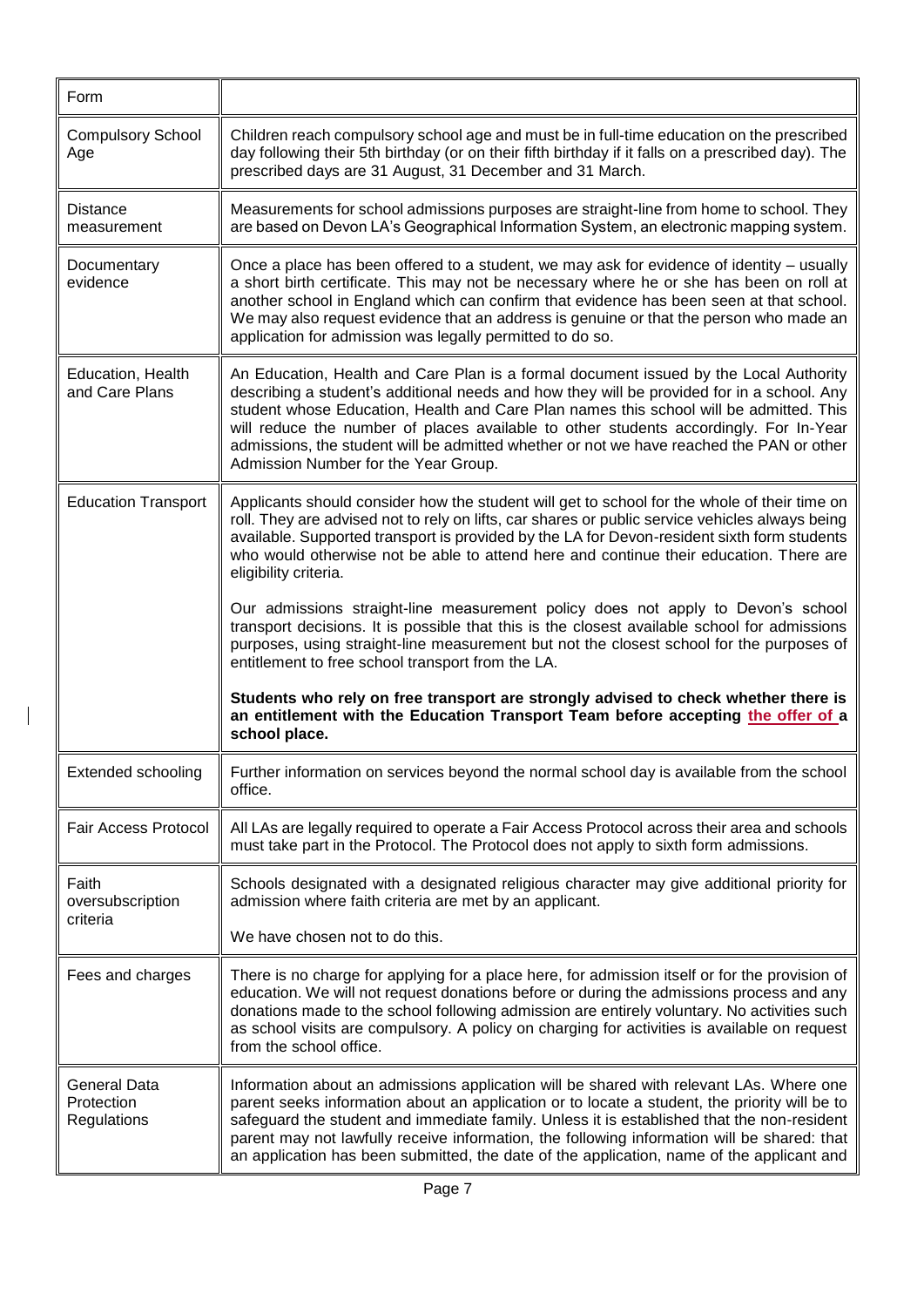| Form | |
|---|---|
| Compulsory School Age | Children reach compulsory school age and must be in full-time education on the prescribed day following their 5th birthday (or on their fifth birthday if it falls on a prescribed day). The prescribed days are 31 August, 31 December and 31 March. |
| Distance measurement | Measurements for school admissions purposes are straight-line from home to school. They are based on Devon LA's Geographical Information System, an electronic mapping system. |
| Documentary evidence | Once a place has been offered to a student, we may ask for evidence of identity – usually a short birth certificate. This may not be necessary where he or she has been on roll at another school in England which can confirm that evidence has been seen at that school. We may also request evidence that an address is genuine or that the person who made an application for admission was legally permitted to do so. |
| Education, Health and Care Plans | An Education, Health and Care Plan is a formal document issued by the Local Authority describing a student's additional needs and how they will be provided for in a school. Any student whose Education, Health and Care Plan names this school will be admitted. This will reduce the number of places available to other students accordingly. For In-Year admissions, the student will be admitted whether or not we have reached the PAN or other Admission Number for the Year Group. |
| Education Transport | Applicants should consider how the student will get to school for the whole of their time on roll. They are advised not to rely on lifts, car shares or public service vehicles always being available. Supported transport is provided by the LA for Devon-resident sixth form students who would otherwise not be able to attend here and continue their education. There are eligibility criteria.<br><br>Our admissions straight-line measurement policy does not apply to Devon's school transport decisions. It is possible that this is the closest available school for admissions purposes, using straight-line measurement but not the closest school for the purposes of entitlement to free school transport from the LA.<br><br>**Students who rely on free transport are strongly advised to check whether there is an entitlement with the Education Transport Team before accepting the offer of a school place.** |
| Extended schooling | Further information on services beyond the normal school day is available from the school office. |
| Fair Access Protocol | All LAs are legally required to operate a Fair Access Protocol across their area and schools must take part in the Protocol. The Protocol does not apply to sixth form admissions. |
| Faith oversubscription criteria | Schools designated with a designated religious character may give additional priority for admission where faith criteria are met by an applicant.<br><br>We have chosen not to do this. |
| Fees and charges | There is no charge for applying for a place here, for admission itself or for the provision of education. We will not request donations before or during the admissions process and any donations made to the school following admission are entirely voluntary. No activities such as school visits are compulsory. A policy on charging for activities is available on request from the school office. |
| General Data Protection Regulations | Information about an admissions application will be shared with relevant LAs. Where one parent seeks information about an application or to locate a student, the priority will be to safeguard the student and immediate family. Unless it is established that the non-resident parent may not lawfully receive information, the following information will be shared: that an application has been submitted, the date of the application, name of the applicant and |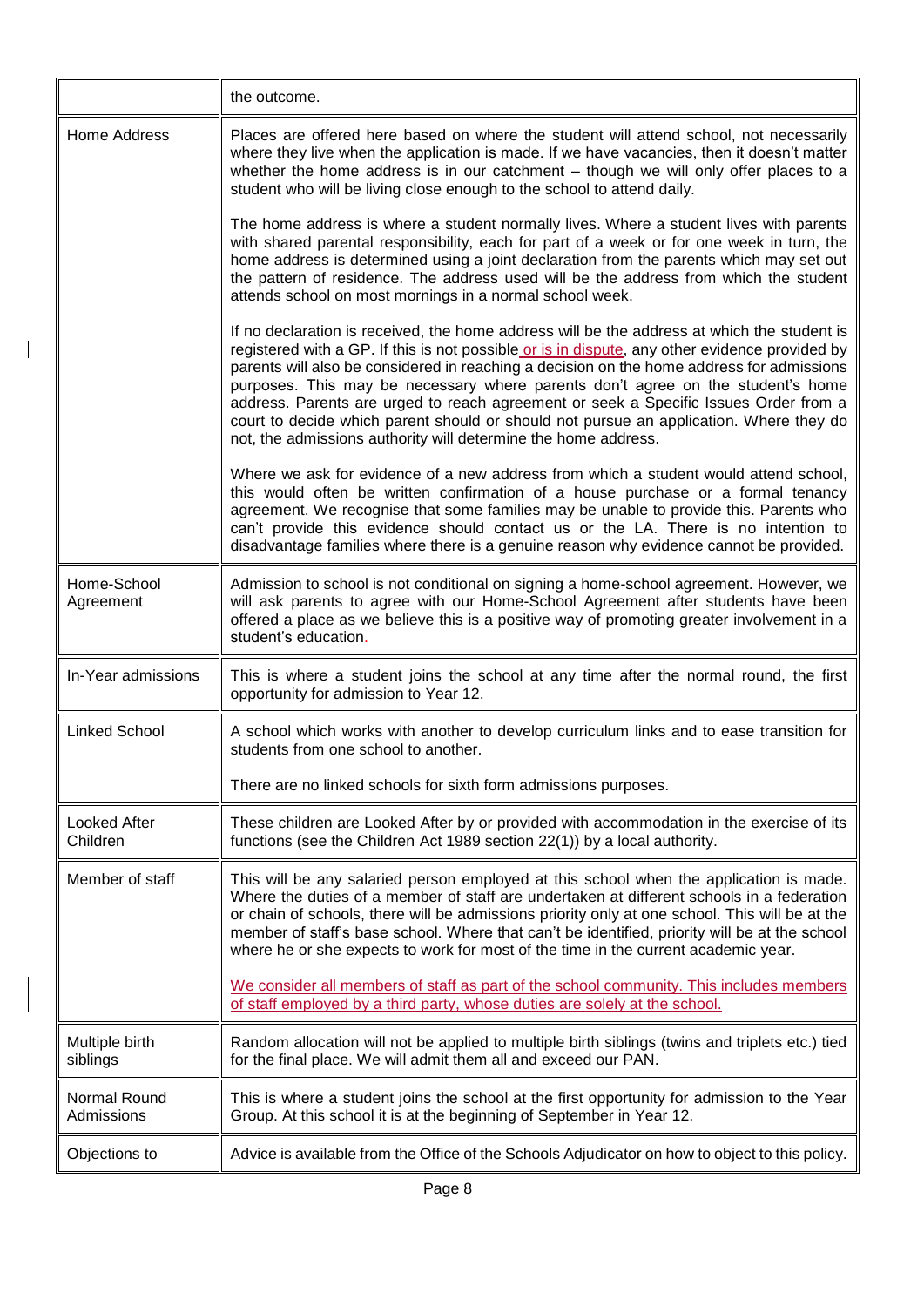| | |
|---|---|
| | the outcome. |
| Home Address | Places are offered here based on where the student will attend school, not necessarily where they live when the application is made. If we have vacancies, then it doesn't matter whether the home address is in our catchment – though we will only offer places to a student who will be living close enough to the school to attend daily.<br><br>The home address is where a student normally lives. Where a student lives with parents with shared parental responsibility, each for part of a week or for one week in turn, the home address is determined using a joint declaration from the parents which may set out the pattern of residence. The address used will be the address from which the student attends school on most mornings in a normal school week.<br><br>If no declaration is received, the home address will be the address at which the student is registered with a GP. If this is not possible or is in dispute, any other evidence provided by parents will also be considered in reaching a decision on the home address for admissions purposes. This may be necessary where parents don't agree on the student's home address. Parents are urged to reach agreement or seek a Specific Issues Order from a court to decide which parent should or should not pursue an application. Where they do not, the admissions authority will determine the home address.<br><br>Where we ask for evidence of a new address from which a student would attend school, this would often be written confirmation of a house purchase or a formal tenancy agreement. We recognise that some families may be unable to provide this. Parents who can't provide this evidence should contact us or the LA. There is no intention to disadvantage families where there is a genuine reason why evidence cannot be provided. |
| Home-School Agreement | Admission to school is not conditional on signing a home-school agreement. However, we will ask parents to agree with our Home-School Agreement after students have been offered a place as we believe this is a positive way of promoting greater involvement in a student's education. |
| In-Year admissions | This is where a student joins the school at any time after the normal round, the first opportunity for admission to Year 12. |
| Linked School | A school which works with another to develop curriculum links and to ease transition for students from one school to another.<br><br>There are no linked schools for sixth form admissions purposes. |
| Looked After Children | These children are Looked After by or provided with accommodation in the exercise of its functions (see the Children Act 1989 section 22(1)) by a local authority. |
| Member of staff | This will be any salaried person employed at this school when the application is made. Where the duties of a member of staff are undertaken at different schools in a federation or chain of schools, there will be admissions priority only at one school. This will be at the member of staff's base school. Where that can't be identified, priority will be at the school where he or she expects to work for most of the time in the current academic year.<br><br>We consider all members of staff as part of the school community. This includes members of staff employed by a third party, whose duties are solely at the school. |
| Multiple birth siblings | Random allocation will not be applied to multiple birth siblings (twins and triplets etc.) tied for the final place. We will admit them all and exceed our PAN. |
| Normal Round Admissions | This is where a student joins the school at the first opportunity for admission to the Year Group. At this school it is at the beginning of September in Year 12. |
| Objections to | Advice is available from the Office of the Schools Adjudicator on how to object to this policy. |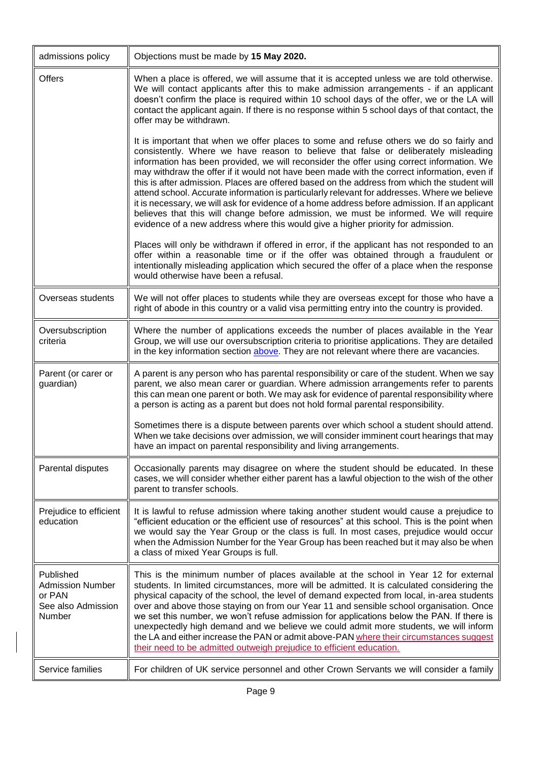| | |
|---|---|
| admissions policy | Objections must be made by **15 May 2020.** |
| Offers | When a place is offered, we will assume that it is accepted unless we are told otherwise. We will contact applicants after this to make admission arrangements - if an applicant doesn't confirm the place is required within 10 school days of the offer, we or the LA will contact the applicant again. If there is no response within 5 school days of that contact, the offer may be withdrawn.<br><br>It is important that when we offer places to some and refuse others we do so fairly and consistently. Where we have reason to believe that false or deliberately misleading information has been provided, we will reconsider the offer using correct information. We may withdraw the offer if it would not have been made with the correct information, even if this is after admission. Places are offered based on the address from which the student will attend school. Accurate information is particularly relevant for addresses. Where we believe it is necessary, we will ask for evidence of a home address before admission. If an applicant believes that this will change before admission, we must be informed. We will require evidence of a new address where this would give a higher priority for admission.<br><br>Places will only be withdrawn if offered in error, if the applicant has not responded to an offer within a reasonable time or if the offer was obtained through a fraudulent or intentionally misleading application which secured the offer of a place when the response would otherwise have been a refusal. |
| Overseas students | We will not offer places to students while they are overseas except for those who have a right of abode in this country or a valid visa permitting entry into the country is provided. |
| Oversubscription criteria | Where the number of applications exceeds the number of places available in the Year Group, we will use our oversubscription criteria to prioritise applications. They are detailed in the key information section above. They are not relevant where there are vacancies. |
| Parent (or carer or guardian) | A parent is any person who has parental responsibility or care of the student. When we say parent, we also mean carer or guardian. Where admission arrangements refer to parents this can mean one parent or both. We may ask for evidence of parental responsibility where a person is acting as a parent but does not hold formal parental responsibility.<br><br>Sometimes there is a dispute between parents over which school a student should attend. When we take decisions over admission, we will consider imminent court hearings that may have an impact on parental responsibility and living arrangements. |
| Parental disputes | Occasionally parents may disagree on where the student should be educated. In these cases, we will consider whether either parent has a lawful objection to the wish of the other parent to transfer schools. |
| Prejudice to efficient education | It is lawful to refuse admission where taking another student would cause a prejudice to "efficient education or the efficient use of resources" at this school. This is the point when we would say the Year Group or the class is full. In most cases, prejudice would occur when the Admission Number for the Year Group has been reached but it may also be when a class of mixed Year Groups is full. |
| Published Admission Number or PAN<br>See also Admission Number | This is the minimum number of places available at the school in Year 12 for external students. In limited circumstances, more will be admitted. It is calculated considering the physical capacity of the school, the level of demand expected from local, in-area students over and above those staying on from our Year 11 and sensible school organisation. Once we set this number, we won't refuse admission for applications below the PAN. If there is unexpectedly high demand and we believe we could admit more students, we will inform the LA and either increase the PAN or admit above-PAN where their circumstances suggest their need to be admitted outweigh prejudice to efficient education. |
| Service families | For children of UK service personnel and other Crown Servants we will consider a family |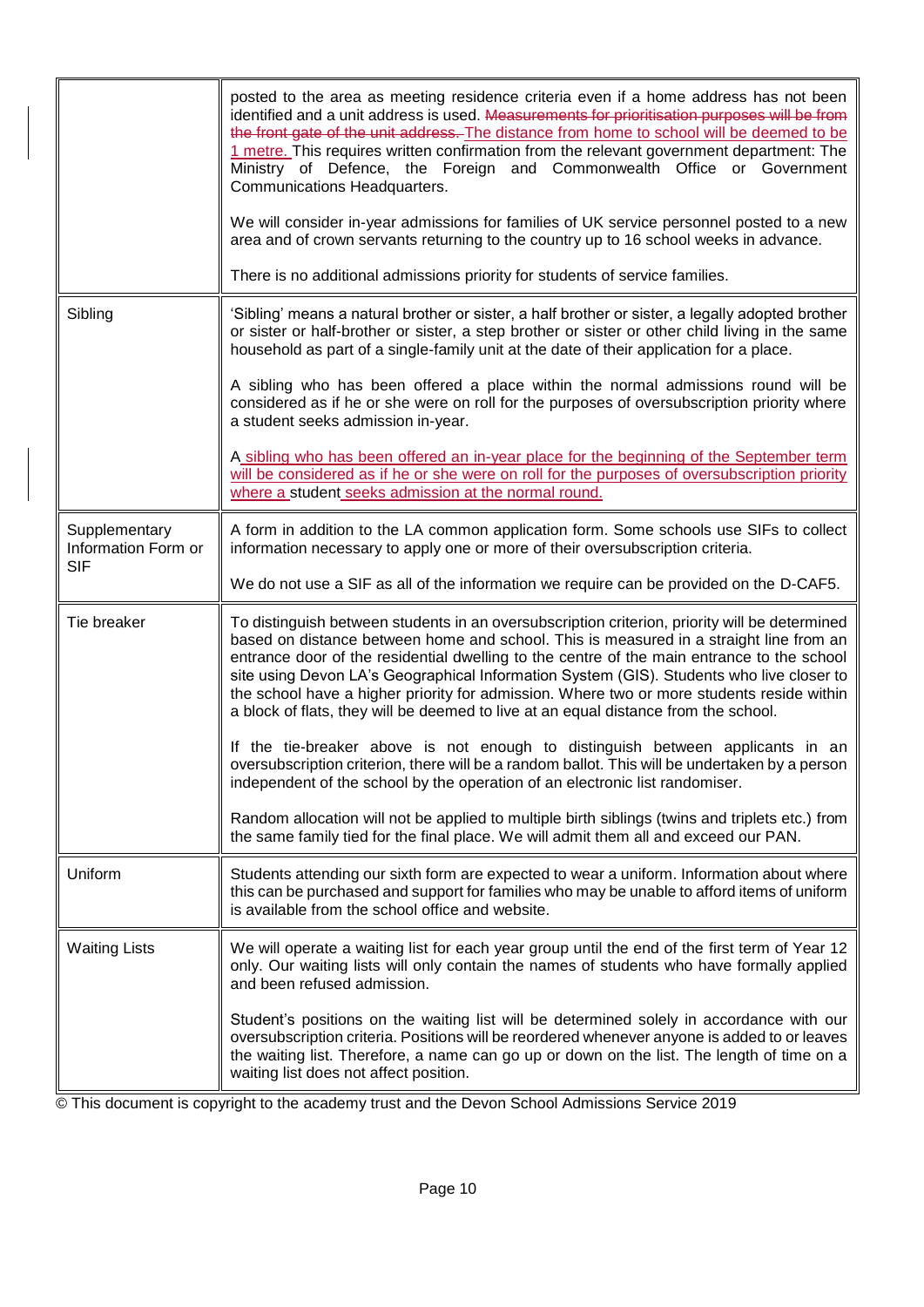| | |
|---|---|
| | posted to the area as meeting residence criteria even if a home address has not been identified and a unit address is used. ~~Measurements for prioritisation purposes will be from the front gate of the unit address.~~ The distance from home to school will be deemed to be 1 metre. This requires written confirmation from the relevant government department: The Ministry of Defence, the Foreign and Commonwealth Office or Government Communications Headquarters.<br><br>We will consider in-year admissions for families of UK service personnel posted to a new area and of crown servants returning to the country up to 16 school weeks in advance.<br><br>There is no additional admissions priority for students of service families. |
| Sibling | 'Sibling' means a natural brother or sister, a half brother or sister, a legally adopted brother or sister or half-brother or sister, a step brother or sister or other child living in the same household as part of a single-family unit at the date of their application for a place.<br><br>A sibling who has been offered a place within the normal admissions round will be considered as if he or she were on roll for the purposes of oversubscription priority where a student seeks admission in-year.<br><br>A sibling who has been offered an in-year place for the beginning of the September term will be considered as if he or she were on roll for the purposes of oversubscription priority where a student seeks admission at the normal round. |
| Supplementary Information Form or SIF | A form in addition to the LA common application form. Some schools use SIFs to collect information necessary to apply one or more of their oversubscription criteria.<br><br>We do not use a SIF as all of the information we require can be provided on the D-CAF5. |
| Tie breaker | To distinguish between students in an oversubscription criterion, priority will be determined based on distance between home and school. This is measured in a straight line from an entrance door of the residential dwelling to the centre of the main entrance to the school site using Devon LA's Geographical Information System (GIS). Students who live closer to the school have a higher priority for admission. Where two or more students reside within a block of flats, they will be deemed to live at an equal distance from the school.<br><br>If the tie-breaker above is not enough to distinguish between applicants in an oversubscription criterion, there will be a random ballot. This will be undertaken by a person independent of the school by the operation of an electronic list randomiser.<br><br>Random allocation will not be applied to multiple birth siblings (twins and triplets etc.) from the same family tied for the final place. We will admit them all and exceed our PAN. |
| Uniform | Students attending our sixth form are expected to wear a uniform. Information about where this can be purchased and support for families who may be unable to afford items of uniform is available from the school office and website. |
| Waiting Lists | We will operate a waiting list for each year group until the end of the first term of Year 12 only. Our waiting lists will only contain the names of students who have formally applied and been refused admission.<br><br>Student's positions on the waiting list will be determined solely in accordance with our oversubscription criteria. Positions will be reordered whenever anyone is added to or leaves the waiting list. Therefore, a name can go up or down on the list. The length of time on a waiting list does not affect position. |

© This document is copyright to the academy trust and the Devon School Admissions Service 2019